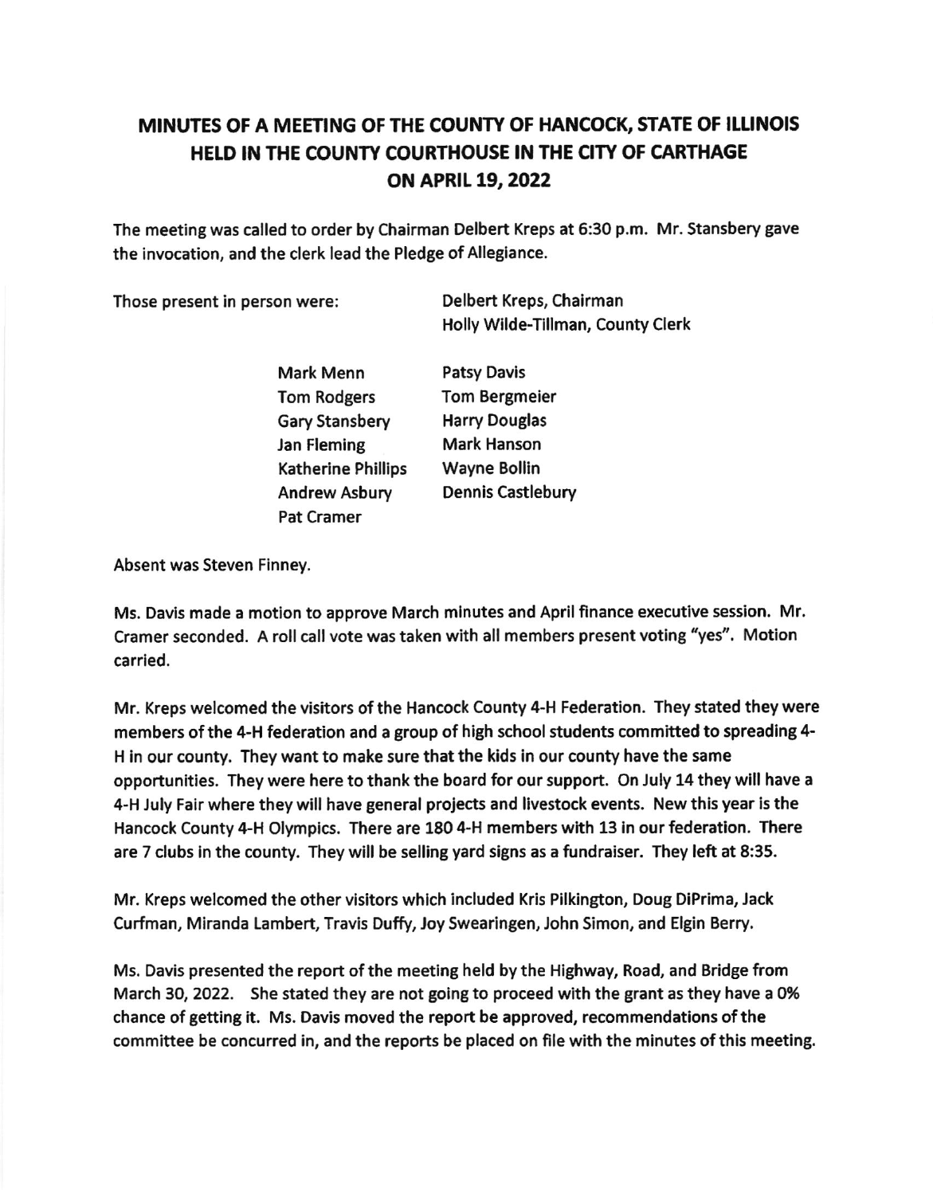# MINUTES OF A MEETING OF THE COUNTY OF HANCOCK, STATE OF ILLINOIS HELD IN THE COUNTY COURTHOUSE IN THE CITY OF CARTHAGE ON APRIL 19, 2022

The meeting was called to order by Chairman Delbert Kreps at 6:30 p.m. Mr. Stansbery gave the invocation, and the clerk lead the Pledge of Allegiance.

Those present in person were:

Delbert Kreps, Chairman
Holly Wilde-Tillman, County Clerk

| | |
|---|---|
| Mark Menn | Patsy Davis |
| Tom Rodgers | Tom Bergmeier |
| Gary Stansbery | Harry Douglas |
| Jan Fleming | Mark Hanson |
| Katherine Phillips | Wayne Bollin |
| Andrew Asbury | Dennis Castlebury |
| Pat Cramer | |

Absent was Steven Finney.

Ms. Davis made a motion to approve March minutes and April finance executive session. Mr. Cramer seconded. A roll call vote was taken with all members present voting "yes". Motion carried.

Mr. Kreps welcomed the visitors of the Hancock County 4-H Federation. They stated they were members of the 4-H federation and a group of high school students committed to spreading 4-H in our county. They want to make sure that the kids in our county have the same opportunities. They were here to thank the board for our support. On July 14 they will have a 4-H July Fair where they will have general projects and livestock events. New this year is the Hancock County 4-H Olympics. There are 180 4-H members with 13 in our federation. There are 7 clubs in the county. They will be selling yard signs as a fundraiser. They left at 8:35.

Mr. Kreps welcomed the other visitors which included Kris Pilkington, Doug DiPrima, Jack Curfman, Miranda Lambert, Travis Duffy, Joy Swearingen, John Simon, and Elgin Berry.

Ms. Davis presented the report of the meeting held by the Highway, Road, and Bridge from March 30, 2022. She stated they are not going to proceed with the grant as they have a 0% chance of getting it. Ms. Davis moved the report be approved, recommendations of the committee be concurred in, and the reports be placed on file with the minutes of this meeting.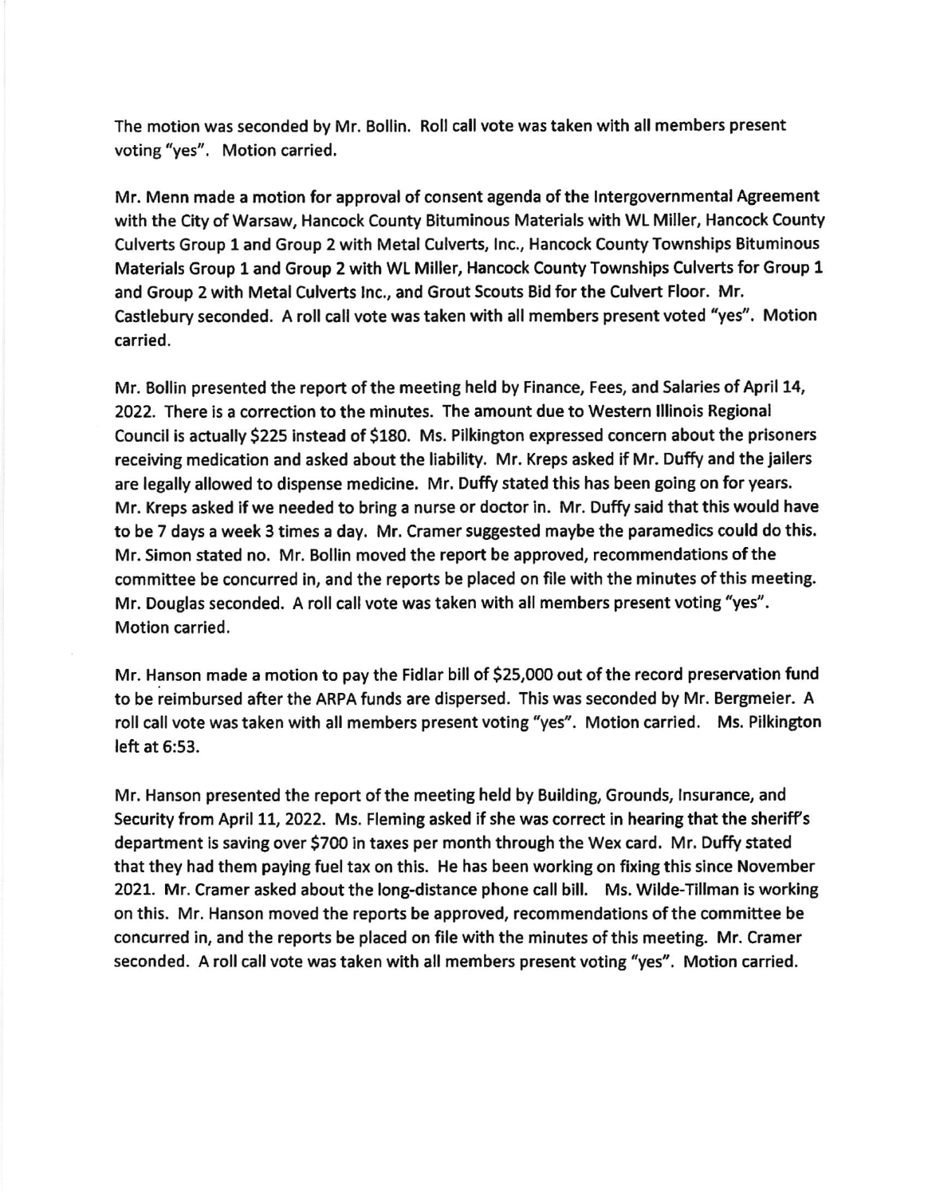The motion was seconded by Mr. Bollin. Roll call vote was taken with all members present voting "yes". Motion carried.

Mr. Menn made a motion for approval of consent agenda of the Intergovernmental Agreement with the City of Warsaw, Hancock County Bituminous Materials with WL Miller, Hancock County Culverts Group 1 and Group 2 with Metal Culverts, Inc., Hancock County Townships Bituminous Materials Group 1 and Group 2 with WL Miller, Hancock County Townships Culverts for Group 1 and Group 2 with Metal Culverts Inc., and Grout Scouts Bid for the Culvert Floor. Mr. Castlebury seconded. A roll call vote was taken with all members present voted "yes". Motion carried.

Mr. Bollin presented the report of the meeting held by Finance, Fees, and Salaries of April 14, 2022. There is a correction to the minutes. The amount due to Western Illinois Regional Council is actually $225 instead of $180. Ms. Pilkington expressed concern about the prisoners receiving medication and asked about the liability. Mr. Kreps asked if Mr. Duffy and the jailers are legally allowed to dispense medicine. Mr. Duffy stated this has been going on for years. Mr. Kreps asked if we needed to bring a nurse or doctor in. Mr. Duffy said that this would have to be 7 days a week 3 times a day. Mr. Cramer suggested maybe the paramedics could do this. Mr. Simon stated no. Mr. Bollin moved the report be approved, recommendations of the committee be concurred in, and the reports be placed on file with the minutes of this meeting. Mr. Douglas seconded. A roll call vote was taken with all members present voting "yes". Motion carried.

Mr. Hanson made a motion to pay the Fidlar bill of $25,000 out of the record preservation fund to be reimbursed after the ARPA funds are dispersed. This was seconded by Mr. Bergmeier. A roll call vote was taken with all members present voting "yes". Motion carried. Ms. Pilkington left at 6:53.

Mr. Hanson presented the report of the meeting held by Building, Grounds, Insurance, and Security from April 11, 2022. Ms. Fleming asked if she was correct in hearing that the sheriff's department is saving over $700 in taxes per month through the Wex card. Mr. Duffy stated that they had them paying fuel tax on this. He has been working on fixing this since November 2021. Mr. Cramer asked about the long-distance phone call bill. Ms. Wilde-Tillman is working on this. Mr. Hanson moved the reports be approved, recommendations of the committee be concurred in, and the reports be placed on file with the minutes of this meeting. Mr. Cramer seconded. A roll call vote was taken with all members present voting "yes". Motion carried.